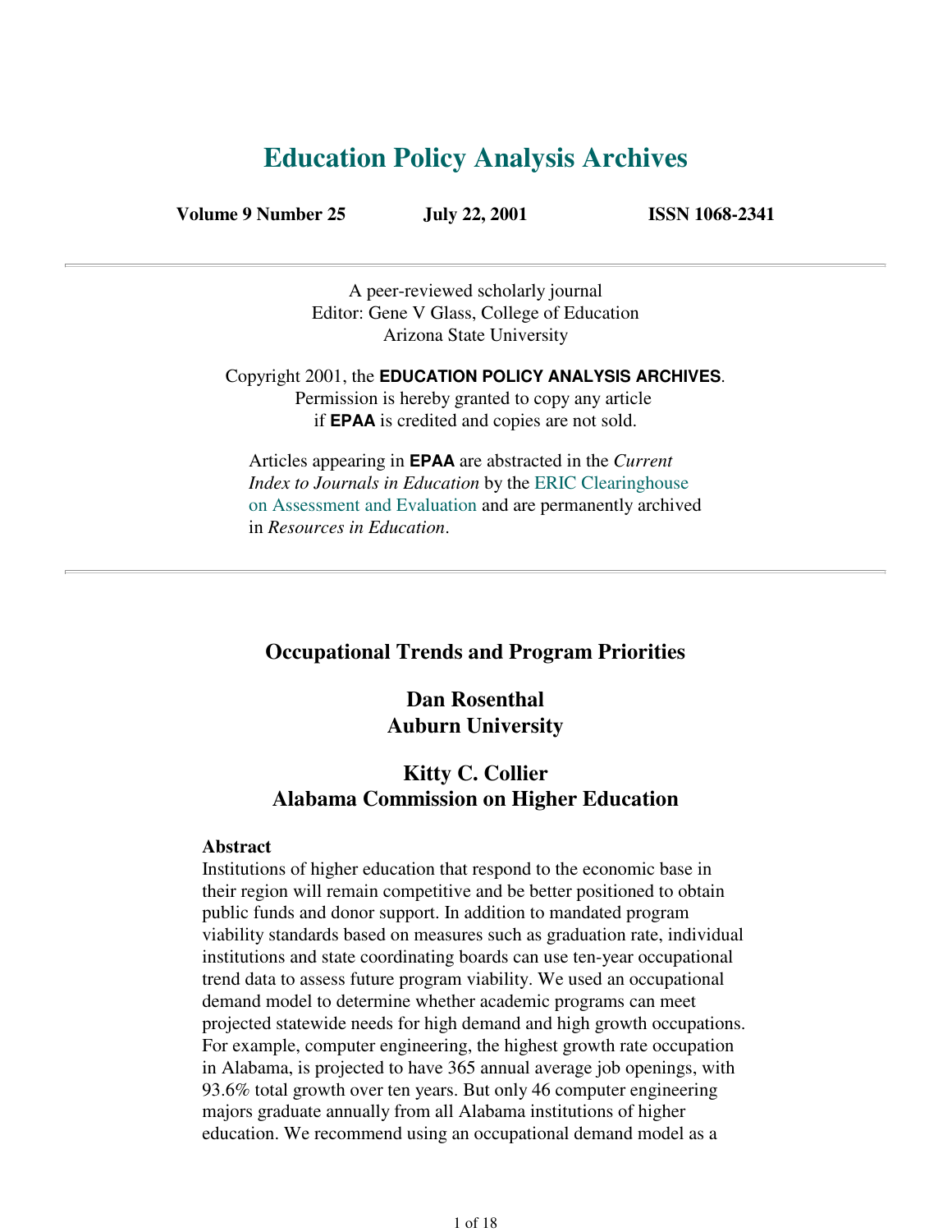# Education Policy Analysis Archives

**Volume 9 Number 25** **July 22, 2001** **ISSN 1068-2341**

---

A peer-reviewed scholarly journal
Editor: Gene V Glass, College of Education
Arizona State University

Copyright 2001, the **EDUCATION POLICY ANALYSIS ARCHIVES**.
Permission is hereby granted to copy any article
if **EPAA** is credited and copies are not sold.

Articles appearing in **EPAA** are abstracted in the *Current Index to Journals in Education* by the ERIC Clearinghouse on Assessment and Evaluation and are permanently archived in *Resources in Education*.

---

## Occupational Trends and Program Priorities

### Dan Rosenthal
### Auburn University

### Kitty C. Collier
### Alabama Commission on Higher Education

**Abstract**
Institutions of higher education that respond to the economic base in their region will remain competitive and be better positioned to obtain public funds and donor support. In addition to mandated program viability standards based on measures such as graduation rate, individual institutions and state coordinating boards can use ten-year occupational trend data to assess future program viability. We used an occupational demand model to determine whether academic programs can meet projected statewide needs for high demand and high growth occupations. For example, computer engineering, the highest growth rate occupation in Alabama, is projected to have 365 annual average job openings, with 93.6% total growth over ten years. But only 46 computer engineering majors graduate annually from all Alabama institutions of higher education. We recommend using an occupational demand model as a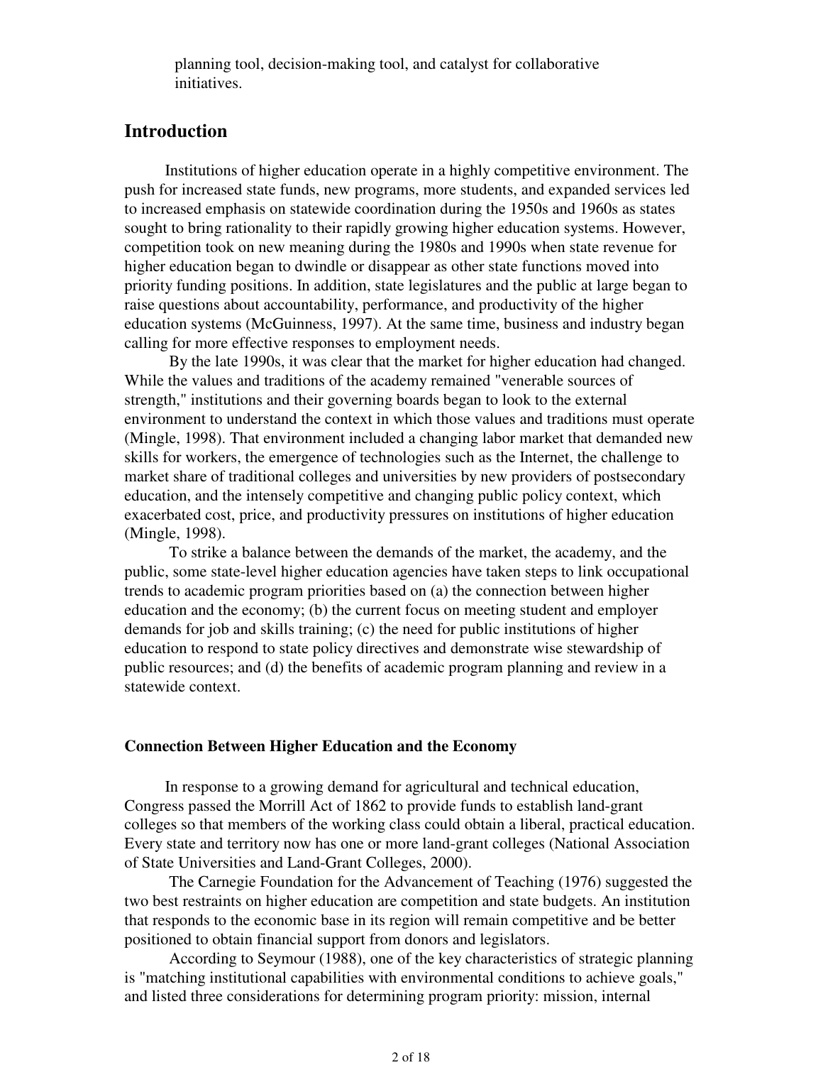planning tool, decision-making tool, and catalyst for collaborative initiatives.

## Introduction

Institutions of higher education operate in a highly competitive environment. The push for increased state funds, new programs, more students, and expanded services led to increased emphasis on statewide coordination during the 1950s and 1960s as states sought to bring rationality to their rapidly growing higher education systems. However, competition took on new meaning during the 1980s and 1990s when state revenue for higher education began to dwindle or disappear as other state functions moved into priority funding positions. In addition, state legislatures and the public at large began to raise questions about accountability, performance, and productivity of the higher education systems (McGuinness, 1997). At the same time, business and industry began calling for more effective responses to employment needs.

By the late 1990s, it was clear that the market for higher education had changed. While the values and traditions of the academy remained "venerable sources of strength," institutions and their governing boards began to look to the external environment to understand the context in which those values and traditions must operate (Mingle, 1998). That environment included a changing labor market that demanded new skills for workers, the emergence of technologies such as the Internet, the challenge to market share of traditional colleges and universities by new providers of postsecondary education, and the intensely competitive and changing public policy context, which exacerbated cost, price, and productivity pressures on institutions of higher education (Mingle, 1998).

To strike a balance between the demands of the market, the academy, and the public, some state-level higher education agencies have taken steps to link occupational trends to academic program priorities based on (a) the connection between higher education and the economy; (b) the current focus on meeting student and employer demands for job and skills training; (c) the need for public institutions of higher education to respond to state policy directives and demonstrate wise stewardship of public resources; and (d) the benefits of academic program planning and review in a statewide context.

### Connection Between Higher Education and the Economy

In response to a growing demand for agricultural and technical education, Congress passed the Morrill Act of 1862 to provide funds to establish land-grant colleges so that members of the working class could obtain a liberal, practical education. Every state and territory now has one or more land-grant colleges (National Association of State Universities and Land-Grant Colleges, 2000).

The Carnegie Foundation for the Advancement of Teaching (1976) suggested the two best restraints on higher education are competition and state budgets. An institution that responds to the economic base in its region will remain competitive and be better positioned to obtain financial support from donors and legislators.

According to Seymour (1988), one of the key characteristics of strategic planning is "matching institutional capabilities with environmental conditions to achieve goals," and listed three considerations for determining program priority: mission, internal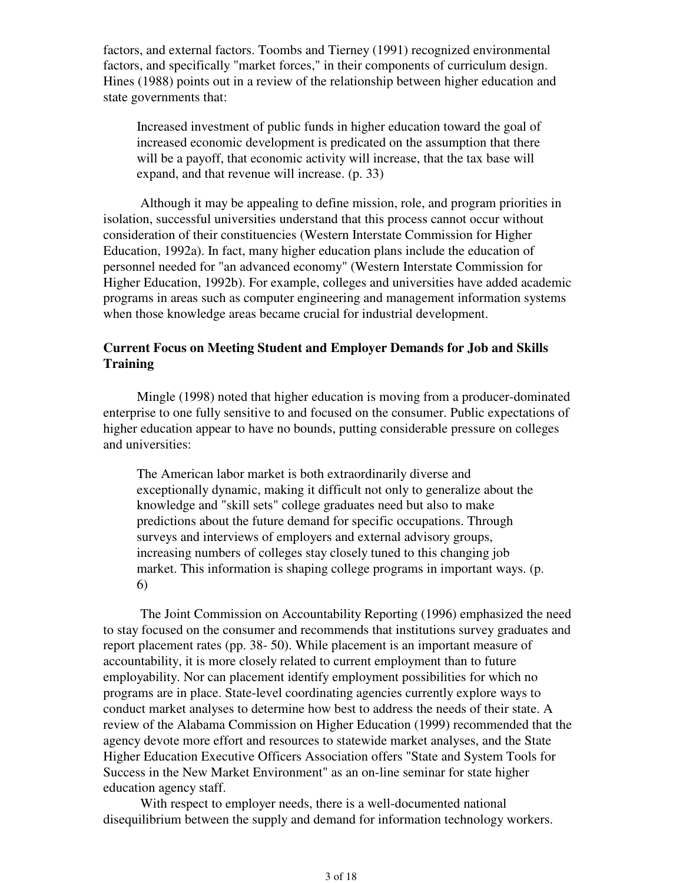factors, and external factors. Toombs and Tierney (1991) recognized environmental factors, and specifically "market forces," in their components of curriculum design. Hines (1988) points out in a review of the relationship between higher education and state governments that:

> Increased investment of public funds in higher education toward the goal of increased economic development is predicated on the assumption that there will be a payoff, that economic activity will increase, that the tax base will expand, and that revenue will increase. (p. 33)

Although it may be appealing to define mission, role, and program priorities in isolation, successful universities understand that this process cannot occur without consideration of their constituencies (Western Interstate Commission for Higher Education, 1992a). In fact, many higher education plans include the education of personnel needed for "an advanced economy" (Western Interstate Commission for Higher Education, 1992b). For example, colleges and universities have added academic programs in areas such as computer engineering and management information systems when those knowledge areas became crucial for industrial development.

### Current Focus on Meeting Student and Employer Demands for Job and Skills Training

Mingle (1998) noted that higher education is moving from a producer-dominated enterprise to one fully sensitive to and focused on the consumer. Public expectations of higher education appear to have no bounds, putting considerable pressure on colleges and universities:

> The American labor market is both extraordinarily diverse and exceptionally dynamic, making it difficult not only to generalize about the knowledge and "skill sets" college graduates need but also to make predictions about the future demand for specific occupations. Through surveys and interviews of employers and external advisory groups, increasing numbers of colleges stay closely tuned to this changing job market. This information is shaping college programs in important ways. (p. 6)

The Joint Commission on Accountability Reporting (1996) emphasized the need to stay focused on the consumer and recommends that institutions survey graduates and report placement rates (pp. 38- 50). While placement is an important measure of accountability, it is more closely related to current employment than to future employability. Nor can placement identify employment possibilities for which no programs are in place. State-level coordinating agencies currently explore ways to conduct market analyses to determine how best to address the needs of their state. A review of the Alabama Commission on Higher Education (1999) recommended that the agency devote more effort and resources to statewide market analyses, and the State Higher Education Executive Officers Association offers "State and System Tools for Success in the New Market Environment" as an on-line seminar for state higher education agency staff.

With respect to employer needs, there is a well-documented national disequilibrium between the supply and demand for information technology workers.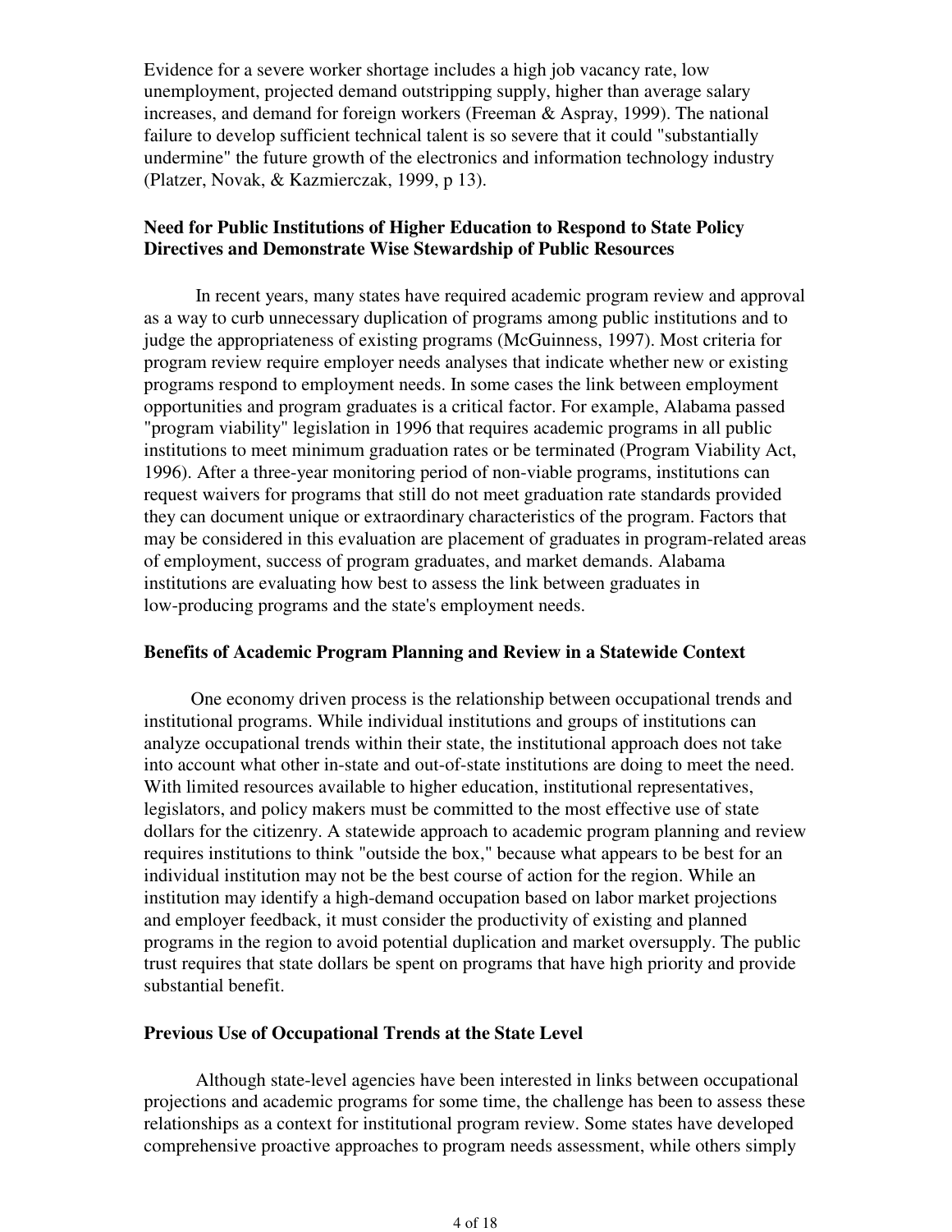Evidence for a severe worker shortage includes a high job vacancy rate, low unemployment, projected demand outstripping supply, higher than average salary increases, and demand for foreign workers (Freeman & Aspray, 1999). The national failure to develop sufficient technical talent is so severe that it could "substantially undermine" the future growth of the electronics and information technology industry (Platzer, Novak, & Kazmierczak, 1999, p 13).

**Need for Public Institutions of Higher Education to Respond to State Policy Directives and Demonstrate Wise Stewardship of Public Resources**

In recent years, many states have required academic program review and approval as a way to curb unnecessary duplication of programs among public institutions and to judge the appropriateness of existing programs (McGuinness, 1997). Most criteria for program review require employer needs analyses that indicate whether new or existing programs respond to employment needs. In some cases the link between employment opportunities and program graduates is a critical factor. For example, Alabama passed "program viability" legislation in 1996 that requires academic programs in all public institutions to meet minimum graduation rates or be terminated (Program Viability Act, 1996). After a three-year monitoring period of non-viable programs, institutions can request waivers for programs that still do not meet graduation rate standards provided they can document unique or extraordinary characteristics of the program. Factors that may be considered in this evaluation are placement of graduates in program-related areas of employment, success of program graduates, and market demands. Alabama institutions are evaluating how best to assess the link between graduates in low-producing programs and the state's employment needs.

**Benefits of Academic Program Planning and Review in a Statewide Context**

One economy driven process is the relationship between occupational trends and institutional programs. While individual institutions and groups of institutions can analyze occupational trends within their state, the institutional approach does not take into account what other in-state and out-of-state institutions are doing to meet the need. With limited resources available to higher education, institutional representatives, legislators, and policy makers must be committed to the most effective use of state dollars for the citizenry. A statewide approach to academic program planning and review requires institutions to think "outside the box," because what appears to be best for an individual institution may not be the best course of action for the region. While an institution may identify a high-demand occupation based on labor market projections and employer feedback, it must consider the productivity of existing and planned programs in the region to avoid potential duplication and market oversupply. The public trust requires that state dollars be spent on programs that have high priority and provide substantial benefit.

**Previous Use of Occupational Trends at the State Level**

Although state-level agencies have been interested in links between occupational projections and academic programs for some time, the challenge has been to assess these relationships as a context for institutional program review. Some states have developed comprehensive proactive approaches to program needs assessment, while others simply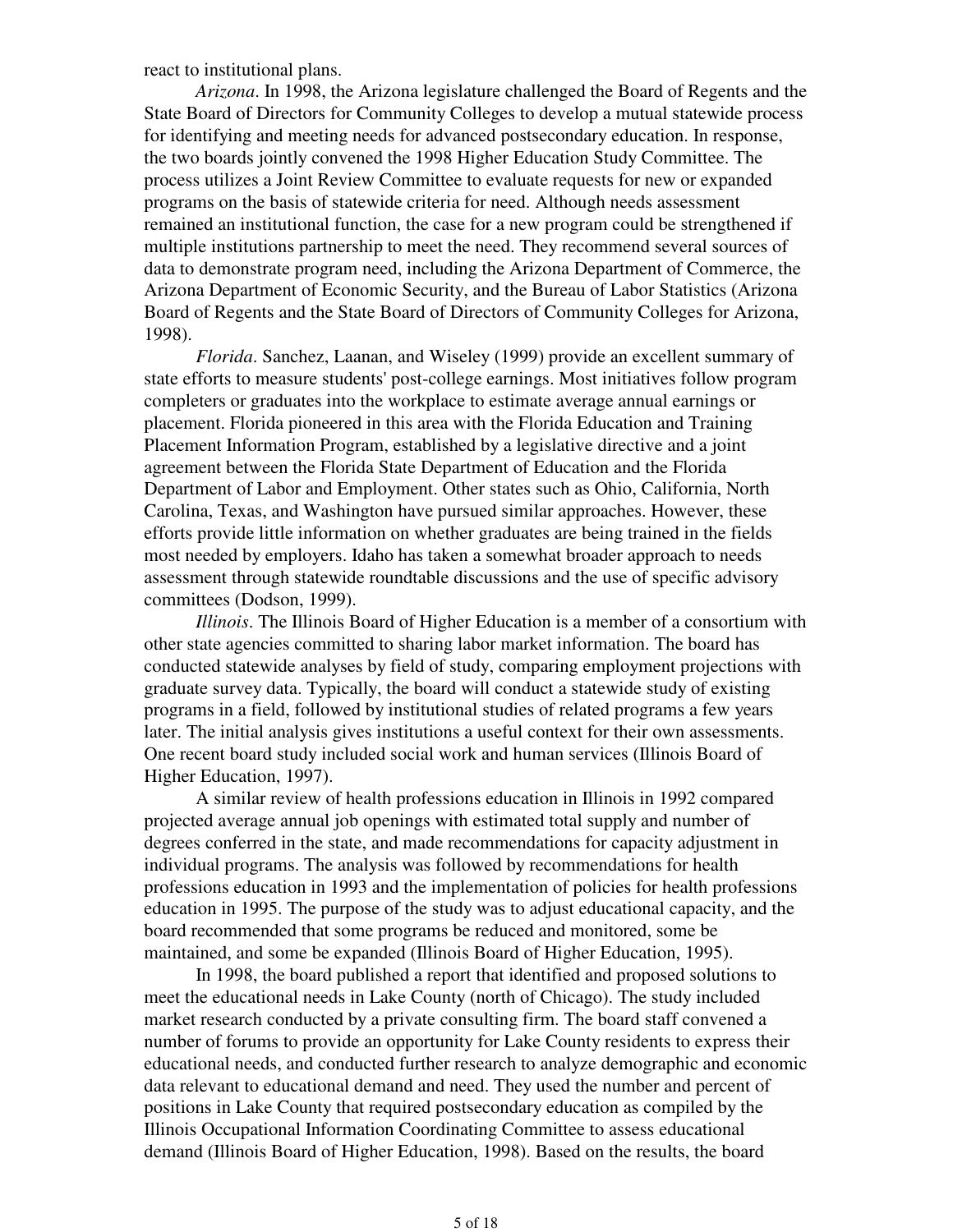react to institutional plans.

*Arizona*. In 1998, the Arizona legislature challenged the Board of Regents and the State Board of Directors for Community Colleges to develop a mutual statewide process for identifying and meeting needs for advanced postsecondary education. In response, the two boards jointly convened the 1998 Higher Education Study Committee. The process utilizes a Joint Review Committee to evaluate requests for new or expanded programs on the basis of statewide criteria for need. Although needs assessment remained an institutional function, the case for a new program could be strengthened if multiple institutions partnership to meet the need. They recommend several sources of data to demonstrate program need, including the Arizona Department of Commerce, the Arizona Department of Economic Security, and the Bureau of Labor Statistics (Arizona Board of Regents and the State Board of Directors of Community Colleges for Arizona, 1998).

*Florida*. Sanchez, Laanan, and Wiseley (1999) provide an excellent summary of state efforts to measure students' post-college earnings. Most initiatives follow program completers or graduates into the workplace to estimate average annual earnings or placement. Florida pioneered in this area with the Florida Education and Training Placement Information Program, established by a legislative directive and a joint agreement between the Florida State Department of Education and the Florida Department of Labor and Employment. Other states such as Ohio, California, North Carolina, Texas, and Washington have pursued similar approaches. However, these efforts provide little information on whether graduates are being trained in the fields most needed by employers. Idaho has taken a somewhat broader approach to needs assessment through statewide roundtable discussions and the use of specific advisory committees (Dodson, 1999).

*Illinois*. The Illinois Board of Higher Education is a member of a consortium with other state agencies committed to sharing labor market information. The board has conducted statewide analyses by field of study, comparing employment projections with graduate survey data. Typically, the board will conduct a statewide study of existing programs in a field, followed by institutional studies of related programs a few years later. The initial analysis gives institutions a useful context for their own assessments. One recent board study included social work and human services (Illinois Board of Higher Education, 1997).

A similar review of health professions education in Illinois in 1992 compared projected average annual job openings with estimated total supply and number of degrees conferred in the state, and made recommendations for capacity adjustment in individual programs. The analysis was followed by recommendations for health professions education in 1993 and the implementation of policies for health professions education in 1995. The purpose of the study was to adjust educational capacity, and the board recommended that some programs be reduced and monitored, some be maintained, and some be expanded (Illinois Board of Higher Education, 1995).

In 1998, the board published a report that identified and proposed solutions to meet the educational needs in Lake County (north of Chicago). The study included market research conducted by a private consulting firm. The board staff convened a number of forums to provide an opportunity for Lake County residents to express their educational needs, and conducted further research to analyze demographic and economic data relevant to educational demand and need. They used the number and percent of positions in Lake County that required postsecondary education as compiled by the Illinois Occupational Information Coordinating Committee to assess educational demand (Illinois Board of Higher Education, 1998). Based on the results, the board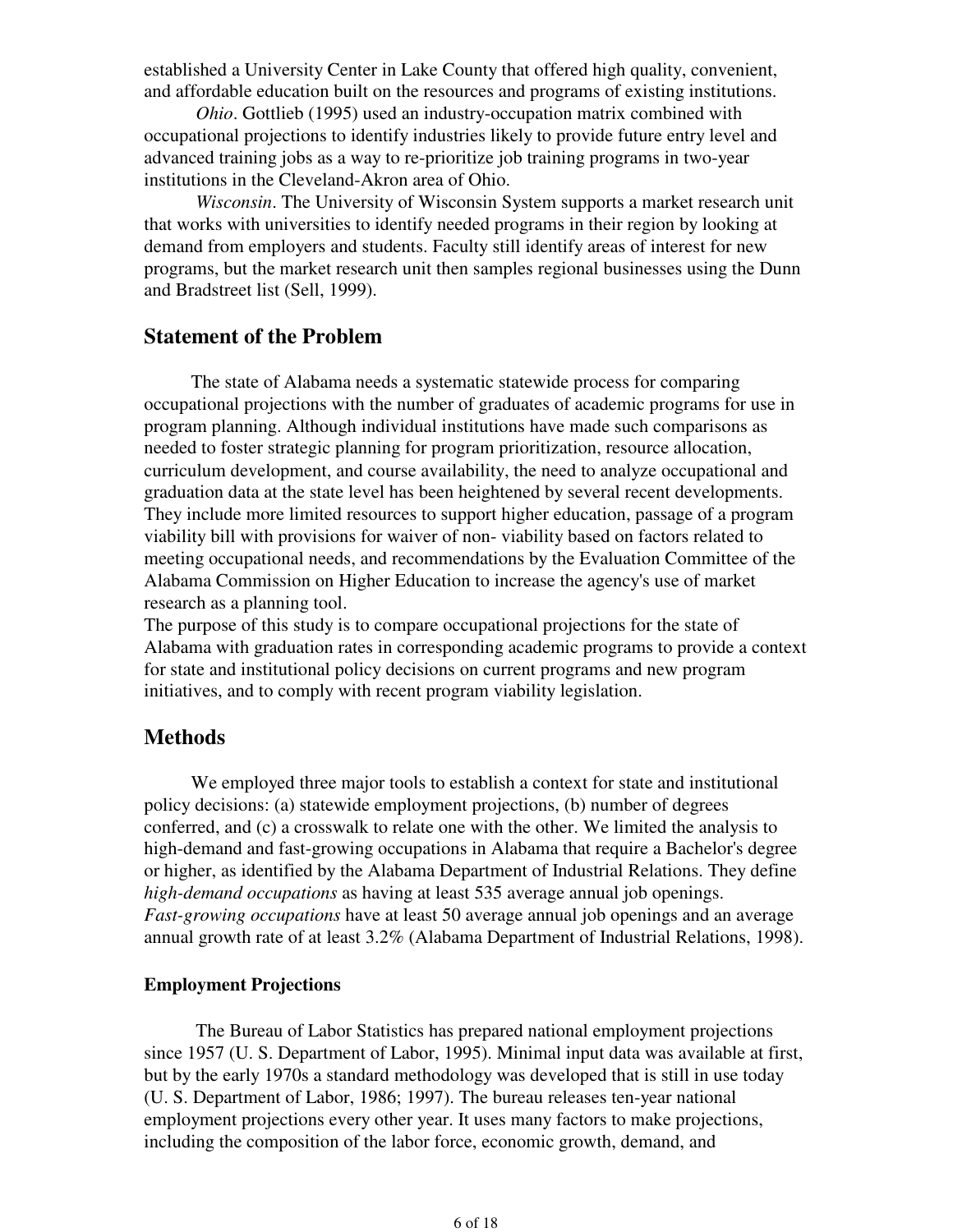established a University Center in Lake County that offered high quality, convenient, and affordable education built on the resources and programs of existing institutions.

*Ohio*. Gottlieb (1995) used an industry-occupation matrix combined with occupational projections to identify industries likely to provide future entry level and advanced training jobs as a way to re-prioritize job training programs in two-year institutions in the Cleveland-Akron area of Ohio.

*Wisconsin*. The University of Wisconsin System supports a market research unit that works with universities to identify needed programs in their region by looking at demand from employers and students. Faculty still identify areas of interest for new programs, but the market research unit then samples regional businesses using the Dunn and Bradstreet list (Sell, 1999).

## Statement of the Problem

The state of Alabama needs a systematic statewide process for comparing occupational projections with the number of graduates of academic programs for use in program planning. Although individual institutions have made such comparisons as needed to foster strategic planning for program prioritization, resource allocation, curriculum development, and course availability, the need to analyze occupational and graduation data at the state level has been heightened by several recent developments. They include more limited resources to support higher education, passage of a program viability bill with provisions for waiver of non- viability based on factors related to meeting occupational needs, and recommendations by the Evaluation Committee of the Alabama Commission on Higher Education to increase the agency's use of market research as a planning tool.

The purpose of this study is to compare occupational projections for the state of Alabama with graduation rates in corresponding academic programs to provide a context for state and institutional policy decisions on current programs and new program initiatives, and to comply with recent program viability legislation.

## Methods

We employed three major tools to establish a context for state and institutional policy decisions: (a) statewide employment projections, (b) number of degrees conferred, and (c) a crosswalk to relate one with the other. We limited the analysis to high-demand and fast-growing occupations in Alabama that require a Bachelor's degree or higher, as identified by the Alabama Department of Industrial Relations. They define *high-demand occupations* as having at least 535 average annual job openings. *Fast-growing occupations* have at least 50 average annual job openings and an average annual growth rate of at least 3.2% (Alabama Department of Industrial Relations, 1998).

### Employment Projections

The Bureau of Labor Statistics has prepared national employment projections since 1957 (U. S. Department of Labor, 1995). Minimal input data was available at first, but by the early 1970s a standard methodology was developed that is still in use today (U. S. Department of Labor, 1986; 1997). The bureau releases ten-year national employment projections every other year. It uses many factors to make projections, including the composition of the labor force, economic growth, demand, and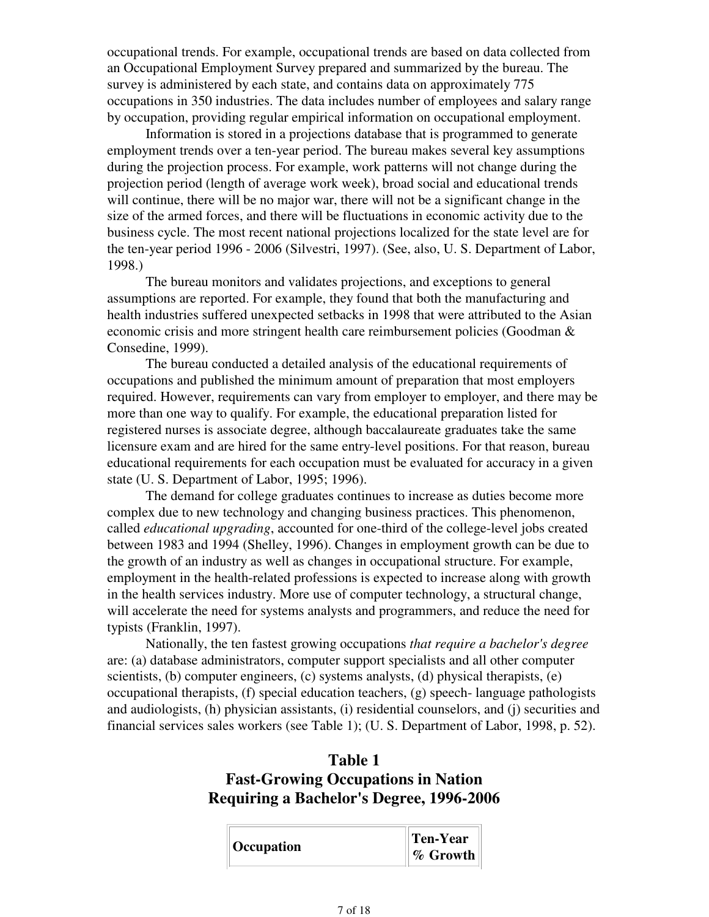occupational trends. For example, occupational trends are based on data collected from an Occupational Employment Survey prepared and summarized by the bureau. The survey is administered by each state, and contains data on approximately 775 occupations in 350 industries. The data includes number of employees and salary range by occupation, providing regular empirical information on occupational employment.

Information is stored in a projections database that is programmed to generate employment trends over a ten-year period. The bureau makes several key assumptions during the projection process. For example, work patterns will not change during the projection period (length of average work week), broad social and educational trends will continue, there will be no major war, there will not be a significant change in the size of the armed forces, and there will be fluctuations in economic activity due to the business cycle. The most recent national projections localized for the state level are for the ten-year period 1996 - 2006 (Silvestri, 1997). (See, also, U. S. Department of Labor, 1998.)

The bureau monitors and validates projections, and exceptions to general assumptions are reported. For example, they found that both the manufacturing and health industries suffered unexpected setbacks in 1998 that were attributed to the Asian economic crisis and more stringent health care reimbursement policies (Goodman & Consedine, 1999).

The bureau conducted a detailed analysis of the educational requirements of occupations and published the minimum amount of preparation that most employers required. However, requirements can vary from employer to employer, and there may be more than one way to qualify. For example, the educational preparation listed for registered nurses is associate degree, although baccalaureate graduates take the same licensure exam and are hired for the same entry-level positions. For that reason, bureau educational requirements for each occupation must be evaluated for accuracy in a given state (U. S. Department of Labor, 1995; 1996).

The demand for college graduates continues to increase as duties become more complex due to new technology and changing business practices. This phenomenon, called *educational upgrading*, accounted for one-third of the college-level jobs created between 1983 and 1994 (Shelley, 1996). Changes in employment growth can be due to the growth of an industry as well as changes in occupational structure. For example, employment in the health-related professions is expected to increase along with growth in the health services industry. More use of computer technology, a structural change, will accelerate the need for systems analysts and programmers, and reduce the need for typists (Franklin, 1997).

Nationally, the ten fastest growing occupations *that require a bachelor's degree* are: (a) database administrators, computer support specialists and all other computer scientists, (b) computer engineers, (c) systems analysts, (d) physical therapists, (e) occupational therapists, (f) special education teachers, (g) speech- language pathologists and audiologists, (h) physician assistants, (i) residential counselors, and (j) securities and financial services sales workers (see Table 1); (U. S. Department of Labor, 1998, p. 52).

**Table 1**
**Fast-Growing Occupations in Nation Requiring a Bachelor's Degree, 1996-2006**

| Occupation | Ten-Year % Growth |
|---|---|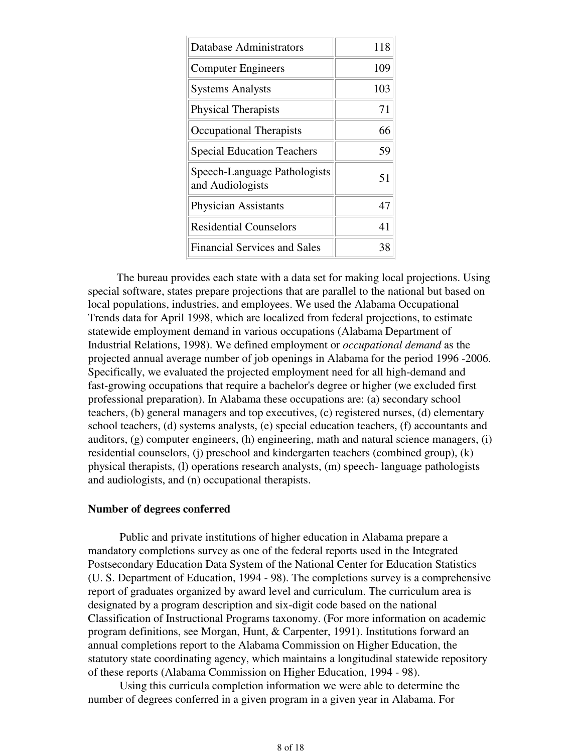| | |
|---|---|
| Database Administrators | 118 |
| Computer Engineers | 109 |
| Systems Analysts | 103 |
| Physical Therapists | 71 |
| Occupational Therapists | 66 |
| Special Education Teachers | 59 |
| Speech-Language Pathologists and Audiologists | 51 |
| Physician Assistants | 47 |
| Residential Counselors | 41 |
| Financial Services and Sales | 38 |

The bureau provides each state with a data set for making local projections. Using special software, states prepare projections that are parallel to the national but based on local populations, industries, and employees. We used the Alabama Occupational Trends data for April 1998, which are localized from federal projections, to estimate statewide employment demand in various occupations (Alabama Department of Industrial Relations, 1998). We defined employment or *occupational demand* as the projected annual average number of job openings in Alabama for the period 1996 -2006. Specifically, we evaluated the projected employment need for all high-demand and fast-growing occupations that require a bachelor's degree or higher (we excluded first professional preparation). In Alabama these occupations are: (a) secondary school teachers, (b) general managers and top executives, (c) registered nurses, (d) elementary school teachers, (d) systems analysts, (e) special education teachers, (f) accountants and auditors, (g) computer engineers, (h) engineering, math and natural science managers, (i) residential counselors, (j) preschool and kindergarten teachers (combined group), (k) physical therapists, (l) operations research analysts, (m) speech- language pathologists and audiologists, and (n) occupational therapists.

**Number of degrees conferred**

Public and private institutions of higher education in Alabama prepare a mandatory completions survey as one of the federal reports used in the Integrated Postsecondary Education Data System of the National Center for Education Statistics (U. S. Department of Education, 1994 - 98). The completions survey is a comprehensive report of graduates organized by award level and curriculum. The curriculum area is designated by a program description and six-digit code based on the national Classification of Instructional Programs taxonomy. (For more information on academic program definitions, see Morgan, Hunt, & Carpenter, 1991). Institutions forward an annual completions report to the Alabama Commission on Higher Education, the statutory state coordinating agency, which maintains a longitudinal statewide repository of these reports (Alabama Commission on Higher Education, 1994 - 98).

Using this curricula completion information we were able to determine the number of degrees conferred in a given program in a given year in Alabama. For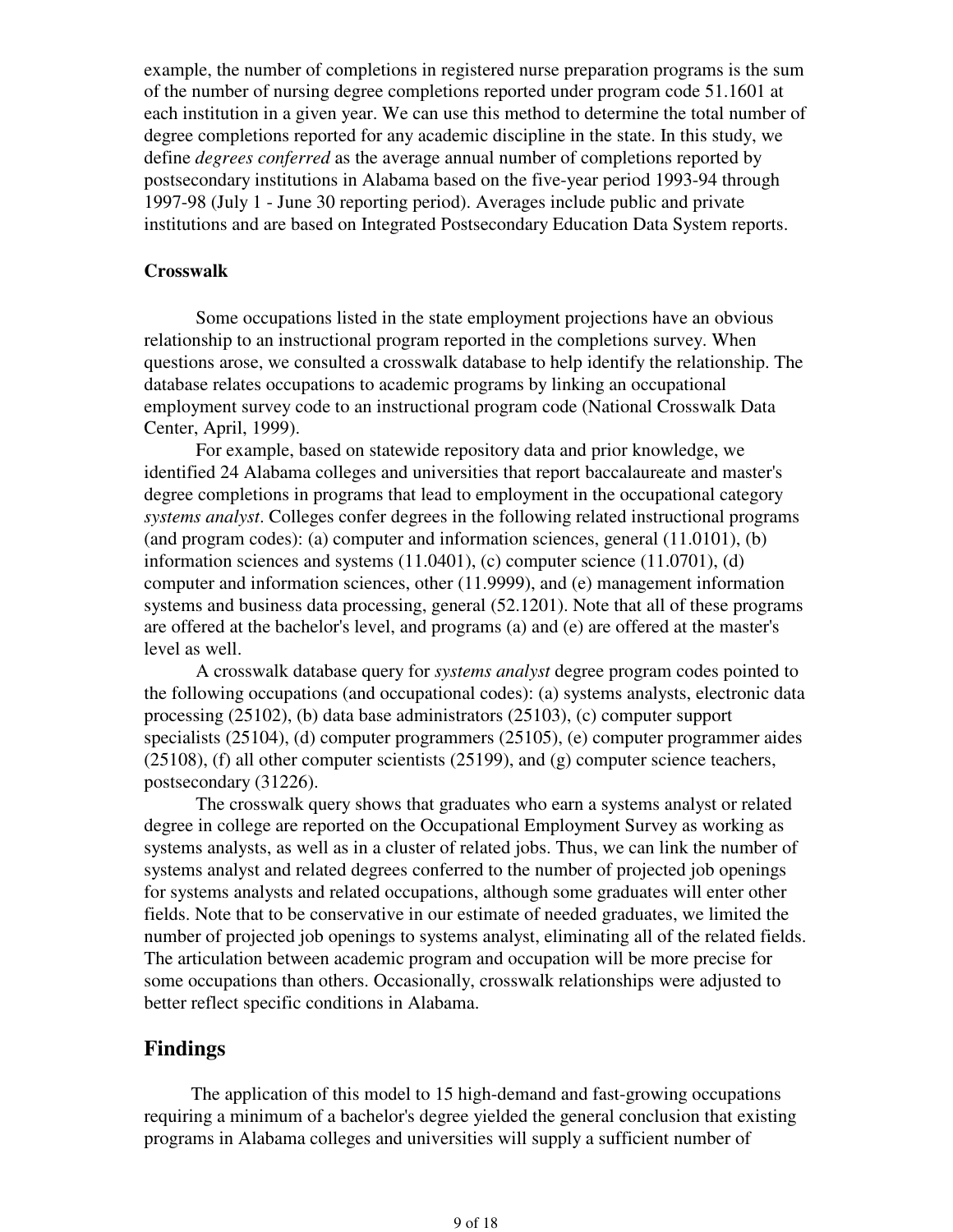example, the number of completions in registered nurse preparation programs is the sum of the number of nursing degree completions reported under program code 51.1601 at each institution in a given year. We can use this method to determine the total number of degree completions reported for any academic discipline in the state. In this study, we define *degrees conferred* as the average annual number of completions reported by postsecondary institutions in Alabama based on the five-year period 1993-94 through 1997-98 (July 1 - June 30 reporting period). Averages include public and private institutions and are based on Integrated Postsecondary Education Data System reports.

**Crosswalk**

Some occupations listed in the state employment projections have an obvious relationship to an instructional program reported in the completions survey. When questions arose, we consulted a crosswalk database to help identify the relationship. The database relates occupations to academic programs by linking an occupational employment survey code to an instructional program code (National Crosswalk Data Center, April, 1999).

For example, based on statewide repository data and prior knowledge, we identified 24 Alabama colleges and universities that report baccalaureate and master's degree completions in programs that lead to employment in the occupational category *systems analyst*. Colleges confer degrees in the following related instructional programs (and program codes): (a) computer and information sciences, general (11.0101), (b) information sciences and systems (11.0401), (c) computer science (11.0701), (d) computer and information sciences, other (11.9999), and (e) management information systems and business data processing, general (52.1201). Note that all of these programs are offered at the bachelor's level, and programs (a) and (e) are offered at the master's level as well.

A crosswalk database query for *systems analyst* degree program codes pointed to the following occupations (and occupational codes): (a) systems analysts, electronic data processing (25102), (b) data base administrators (25103), (c) computer support specialists (25104), (d) computer programmers (25105), (e) computer programmer aides (25108), (f) all other computer scientists (25199), and (g) computer science teachers, postsecondary (31226).

The crosswalk query shows that graduates who earn a systems analyst or related degree in college are reported on the Occupational Employment Survey as working as systems analysts, as well as in a cluster of related jobs. Thus, we can link the number of systems analyst and related degrees conferred to the number of projected job openings for systems analysts and related occupations, although some graduates will enter other fields. Note that to be conservative in our estimate of needed graduates, we limited the number of projected job openings to systems analyst, eliminating all of the related fields. The articulation between academic program and occupation will be more precise for some occupations than others. Occasionally, crosswalk relationships were adjusted to better reflect specific conditions in Alabama.

## Findings

The application of this model to 15 high-demand and fast-growing occupations requiring a minimum of a bachelor's degree yielded the general conclusion that existing programs in Alabama colleges and universities will supply a sufficient number of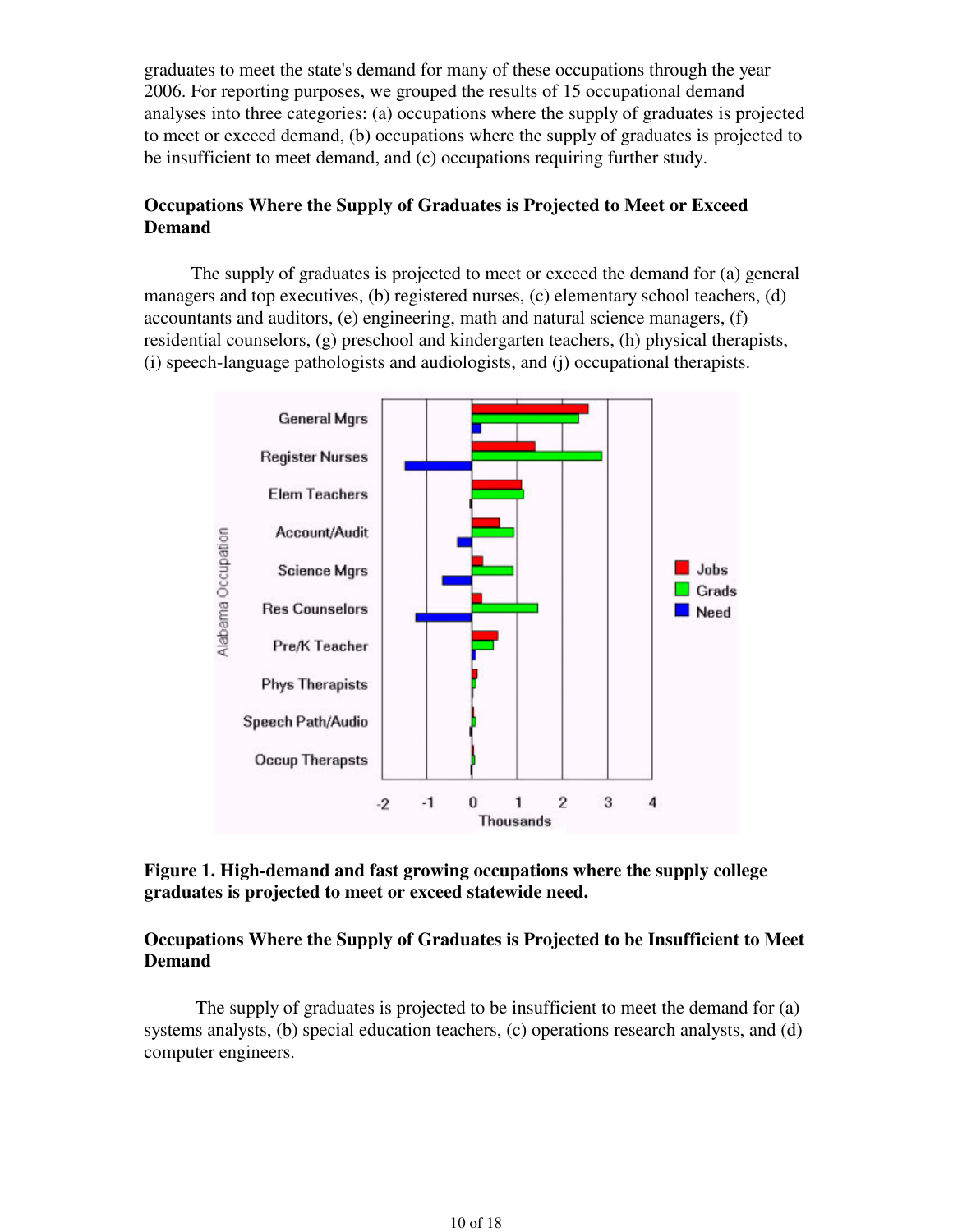graduates to meet the state's demand for many of these occupations through the year 2006. For reporting purposes, we grouped the results of 15 occupational demand analyses into three categories: (a) occupations where the supply of graduates is projected to meet or exceed demand, (b) occupations where the supply of graduates is projected to be insufficient to meet demand, and (c) occupations requiring further study.

### Occupations Where the Supply of Graduates is Projected to Meet or Exceed Demand

The supply of graduates is projected to meet or exceed the demand for (a) general managers and top executives, (b) registered nurses, (c) elementary school teachers, (d) accountants and auditors, (e) engineering, math and natural science managers, (f) residential counselors, (g) preschool and kindergarten teachers, (h) physical therapists, (i) speech-language pathologists and audiologists, and (j) occupational therapists.

**Figure 1. High-demand and fast growing occupations where the supply college graduates is projected to meet or exceed statewide need.**

### Occupations Where the Supply of Graduates is Projected to be Insufficient to Meet Demand

The supply of graduates is projected to be insufficient to meet the demand for (a) systems analysts, (b) special education teachers, (c) operations research analysts, and (d) computer engineers.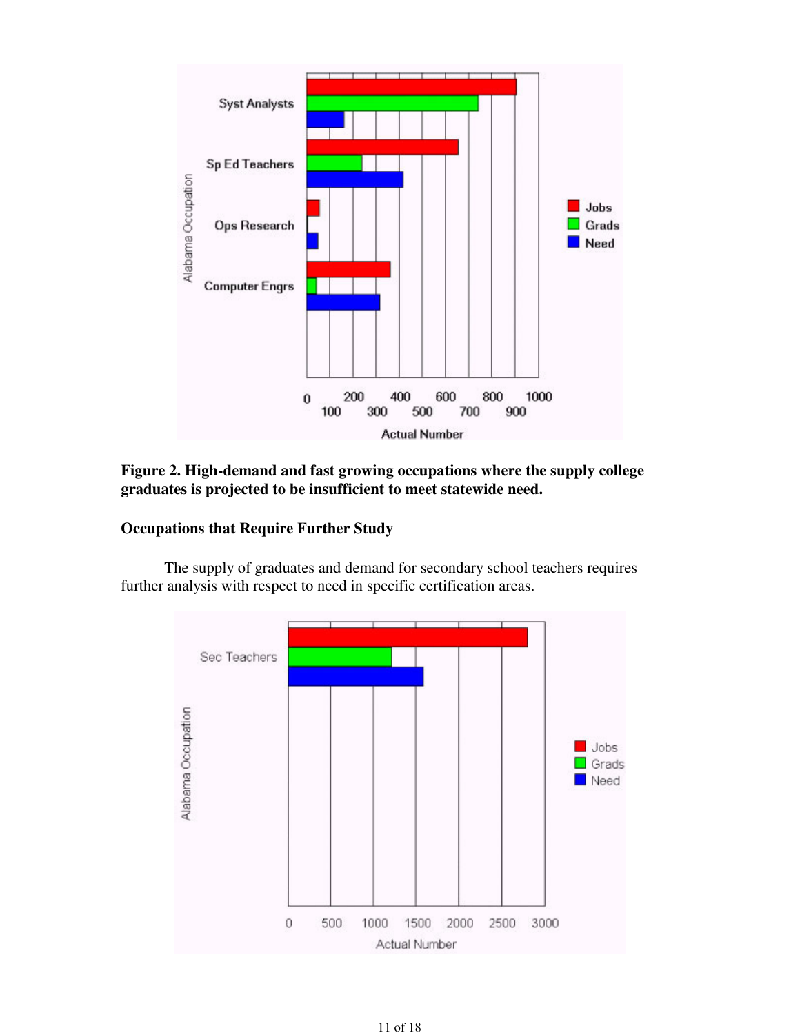**Figure 2. High-demand and fast growing occupations where the supply college graduates is projected to be insufficient to meet statewide need.**

### Occupations that Require Further Study

The supply of graduates and demand for secondary school teachers requires further analysis with respect to need in specific certification areas.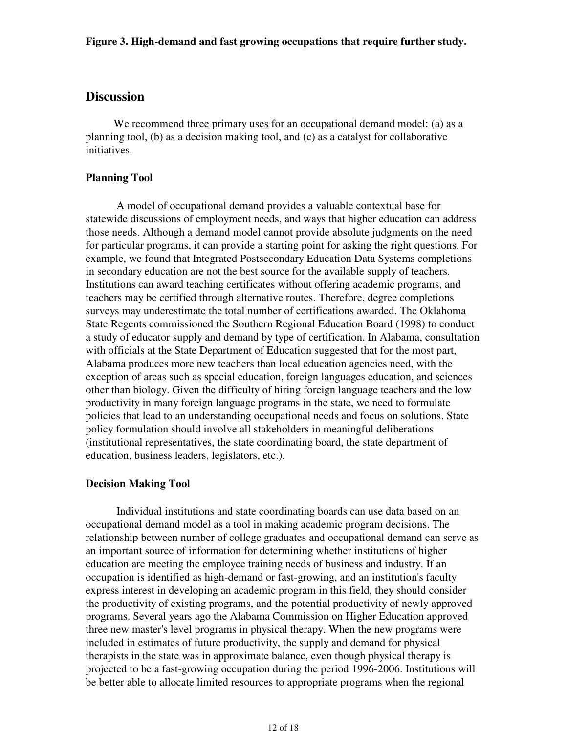**Figure 3. High-demand and fast growing occupations that require further study.**

## Discussion

We recommend three primary uses for an occupational demand model: (a) as a planning tool, (b) as a decision making tool, and (c) as a catalyst for collaborative initiatives.

### Planning Tool

A model of occupational demand provides a valuable contextual base for statewide discussions of employment needs, and ways that higher education can address those needs. Although a demand model cannot provide absolute judgments on the need for particular programs, it can provide a starting point for asking the right questions. For example, we found that Integrated Postsecondary Education Data Systems completions in secondary education are not the best source for the available supply of teachers. Institutions can award teaching certificates without offering academic programs, and teachers may be certified through alternative routes. Therefore, degree completions surveys may underestimate the total number of certifications awarded. The Oklahoma State Regents commissioned the Southern Regional Education Board (1998) to conduct a study of educator supply and demand by type of certification. In Alabama, consultation with officials at the State Department of Education suggested that for the most part, Alabama produces more new teachers than local education agencies need, with the exception of areas such as special education, foreign languages education, and sciences other than biology. Given the difficulty of hiring foreign language teachers and the low productivity in many foreign language programs in the state, we need to formulate policies that lead to an understanding occupational needs and focus on solutions. State policy formulation should involve all stakeholders in meaningful deliberations (institutional representatives, the state coordinating board, the state department of education, business leaders, legislators, etc.).

### Decision Making Tool

Individual institutions and state coordinating boards can use data based on an occupational demand model as a tool in making academic program decisions. The relationship between number of college graduates and occupational demand can serve as an important source of information for determining whether institutions of higher education are meeting the employee training needs of business and industry. If an occupation is identified as high-demand or fast-growing, and an institution's faculty express interest in developing an academic program in this field, they should consider the productivity of existing programs, and the potential productivity of newly approved programs. Several years ago the Alabama Commission on Higher Education approved three new master's level programs in physical therapy. When the new programs were included in estimates of future productivity, the supply and demand for physical therapists in the state was in approximate balance, even though physical therapy is projected to be a fast-growing occupation during the period 1996-2006. Institutions will be better able to allocate limited resources to appropriate programs when the regional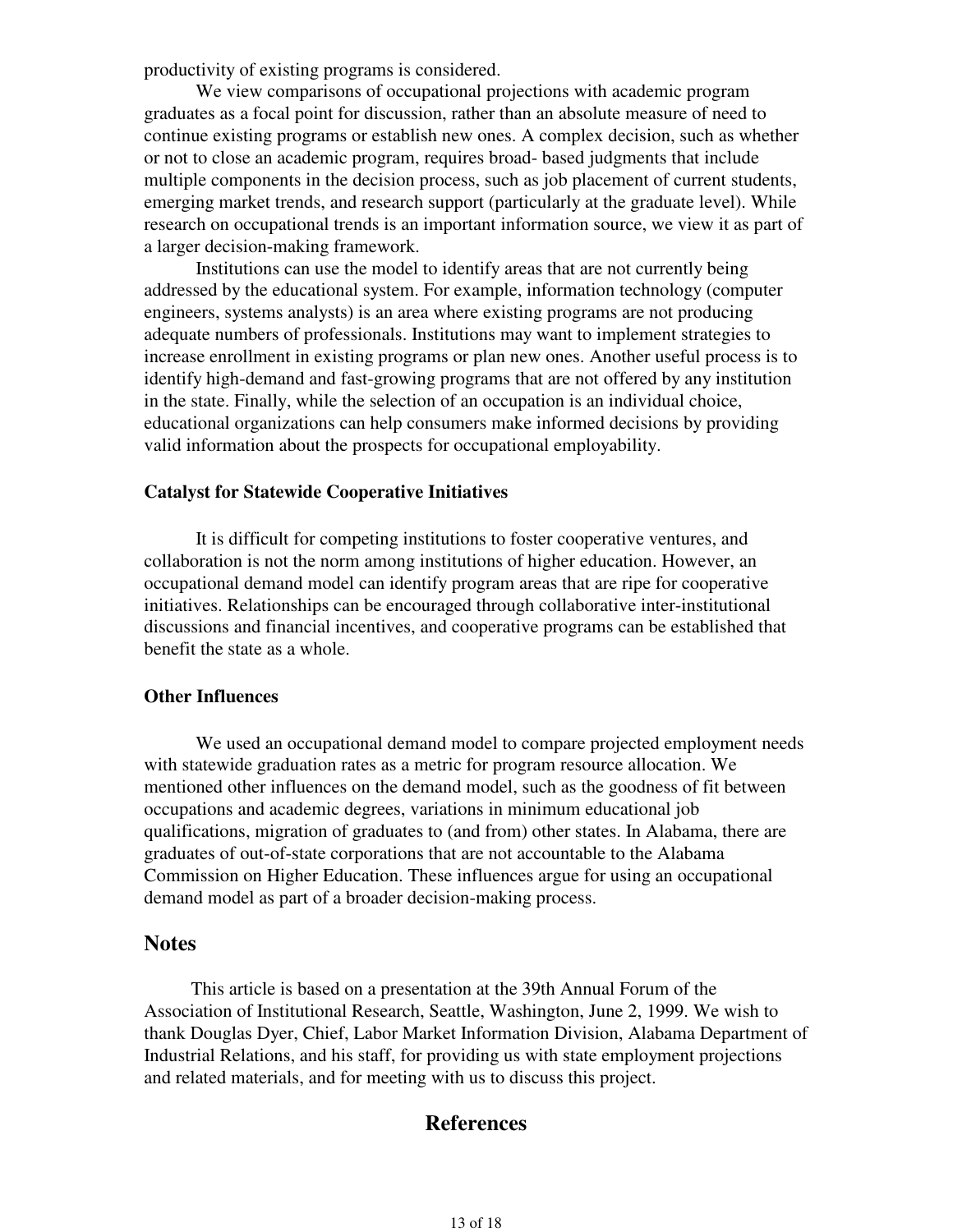productivity of existing programs is considered.

We view comparisons of occupational projections with academic program graduates as a focal point for discussion, rather than an absolute measure of need to continue existing programs or establish new ones. A complex decision, such as whether or not to close an academic program, requires broad- based judgments that include multiple components in the decision process, such as job placement of current students, emerging market trends, and research support (particularly at the graduate level). While research on occupational trends is an important information source, we view it as part of a larger decision-making framework.

Institutions can use the model to identify areas that are not currently being addressed by the educational system. For example, information technology (computer engineers, systems analysts) is an area where existing programs are not producing adequate numbers of professionals. Institutions may want to implement strategies to increase enrollment in existing programs or plan new ones. Another useful process is to identify high-demand and fast-growing programs that are not offered by any institution in the state. Finally, while the selection of an occupation is an individual choice, educational organizations can help consumers make informed decisions by providing valid information about the prospects for occupational employability.

**Catalyst for Statewide Cooperative Initiatives**

It is difficult for competing institutions to foster cooperative ventures, and collaboration is not the norm among institutions of higher education. However, an occupational demand model can identify program areas that are ripe for cooperative initiatives. Relationships can be encouraged through collaborative inter-institutional discussions and financial incentives, and cooperative programs can be established that benefit the state as a whole.

**Other Influences**

We used an occupational demand model to compare projected employment needs with statewide graduation rates as a metric for program resource allocation. We mentioned other influences on the demand model, such as the goodness of fit between occupations and academic degrees, variations in minimum educational job qualifications, migration of graduates to (and from) other states. In Alabama, there are graduates of out-of-state corporations that are not accountable to the Alabama Commission on Higher Education. These influences argue for using an occupational demand model as part of a broader decision-making process.

## Notes

This article is based on a presentation at the 39th Annual Forum of the Association of Institutional Research, Seattle, Washington, June 2, 1999. We wish to thank Douglas Dyer, Chief, Labor Market Information Division, Alabama Department of Industrial Relations, and his staff, for providing us with state employment projections and related materials, and for meeting with us to discuss this project.

## References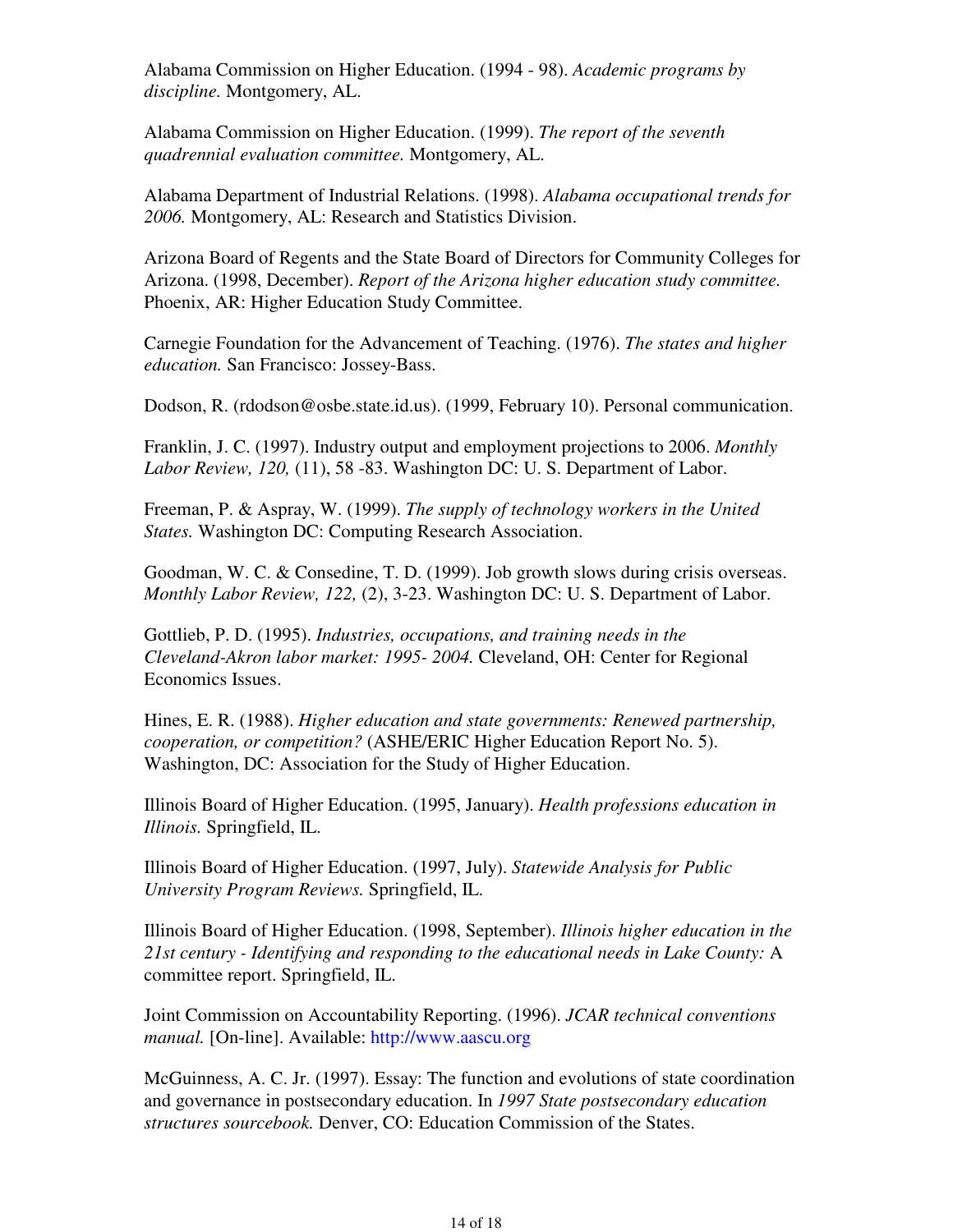Alabama Commission on Higher Education. (1994 - 98). *Academic programs by discipline.* Montgomery, AL.

Alabama Commission on Higher Education. (1999). *The report of the seventh quadrennial evaluation committee.* Montgomery, AL.

Alabama Department of Industrial Relations. (1998). *Alabama occupational trends for 2006.* Montgomery, AL: Research and Statistics Division.

Arizona Board of Regents and the State Board of Directors for Community Colleges for Arizona. (1998, December). *Report of the Arizona higher education study committee.* Phoenix, AR: Higher Education Study Committee.

Carnegie Foundation for the Advancement of Teaching. (1976). *The states and higher education.* San Francisco: Jossey-Bass.

Dodson, R. (rdodson@osbe.state.id.us). (1999, February 10). Personal communication.

Franklin, J. C. (1997). Industry output and employment projections to 2006. *Monthly Labor Review, 120,* (11), 58 -83. Washington DC: U. S. Department of Labor.

Freeman, P. & Aspray, W. (1999). *The supply of technology workers in the United States.* Washington DC: Computing Research Association.

Goodman, W. C. & Consedine, T. D. (1999). Job growth slows during crisis overseas. *Monthly Labor Review, 122,* (2), 3-23. Washington DC: U. S. Department of Labor.

Gottlieb, P. D. (1995). *Industries, occupations, and training needs in the Cleveland-Akron labor market: 1995- 2004.* Cleveland, OH: Center for Regional Economics Issues.

Hines, E. R. (1988). *Higher education and state governments: Renewed partnership, cooperation, or competition?* (ASHE/ERIC Higher Education Report No. 5). Washington, DC: Association for the Study of Higher Education.

Illinois Board of Higher Education. (1995, January). *Health professions education in Illinois.* Springfield, IL.

Illinois Board of Higher Education. (1997, July). *Statewide Analysis for Public University Program Reviews.* Springfield, IL.

Illinois Board of Higher Education. (1998, September). *Illinois higher education in the 21st century - Identifying and responding to the educational needs in Lake County:* A committee report. Springfield, IL.

Joint Commission on Accountability Reporting. (1996). *JCAR technical conventions manual.* [On-line]. Available: http://www.aascu.org

McGuinness, A. C. Jr. (1997). Essay: The function and evolutions of state coordination and governance in postsecondary education. In *1997 State postsecondary education structures sourcebook.* Denver, CO: Education Commission of the States.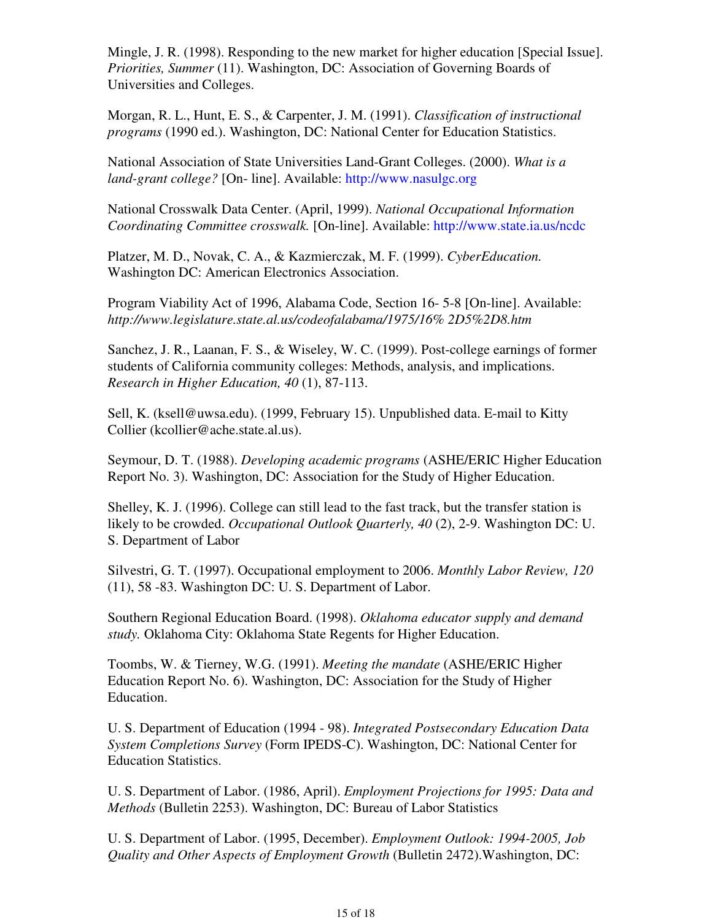Mingle, J. R. (1998). Responding to the new market for higher education [Special Issue]. *Priorities, Summer* (11). Washington, DC: Association of Governing Boards of Universities and Colleges.

Morgan, R. L., Hunt, E. S., & Carpenter, J. M. (1991). *Classification of instructional programs* (1990 ed.). Washington, DC: National Center for Education Statistics.

National Association of State Universities Land-Grant Colleges. (2000). *What is a land-grant college?* [On- line]. Available: http://www.nasulgc.org

National Crosswalk Data Center. (April, 1999). *National Occupational Information Coordinating Committee crosswalk.* [On-line]. Available: http://www.state.ia.us/ncdc

Platzer, M. D., Novak, C. A., & Kazmierczak, M. F. (1999). *CyberEducation.* Washington DC: American Electronics Association.

Program Viability Act of 1996, Alabama Code, Section 16- 5-8 [On-line]. Available: *http://www.legislature.state.al.us/codeofalabama/1975/16% 2D5%2D8.htm*

Sanchez, J. R., Laanan, F. S., & Wiseley, W. C. (1999). Post-college earnings of former students of California community colleges: Methods, analysis, and implications. *Research in Higher Education, 40* (1), 87-113.

Sell, K. (ksell@uwsa.edu). (1999, February 15). Unpublished data. E-mail to Kitty Collier (kcollier@ache.state.al.us).

Seymour, D. T. (1988). *Developing academic programs* (ASHE/ERIC Higher Education Report No. 3). Washington, DC: Association for the Study of Higher Education.

Shelley, K. J. (1996). College can still lead to the fast track, but the transfer station is likely to be crowded. *Occupational Outlook Quarterly, 40* (2), 2-9. Washington DC: U. S. Department of Labor

Silvestri, G. T. (1997). Occupational employment to 2006. *Monthly Labor Review, 120* (11), 58 -83. Washington DC: U. S. Department of Labor.

Southern Regional Education Board. (1998). *Oklahoma educator supply and demand study.* Oklahoma City: Oklahoma State Regents for Higher Education.

Toombs, W. & Tierney, W.G. (1991). *Meeting the mandate* (ASHE/ERIC Higher Education Report No. 6). Washington, DC: Association for the Study of Higher Education.

U. S. Department of Education (1994 - 98). *Integrated Postsecondary Education Data System Completions Survey* (Form IPEDS-C). Washington, DC: National Center for Education Statistics.

U. S. Department of Labor. (1986, April). *Employment Projections for 1995: Data and Methods* (Bulletin 2253). Washington, DC: Bureau of Labor Statistics

U. S. Department of Labor. (1995, December). *Employment Outlook: 1994-2005, Job Quality and Other Aspects of Employment Growth* (Bulletin 2472).Washington, DC: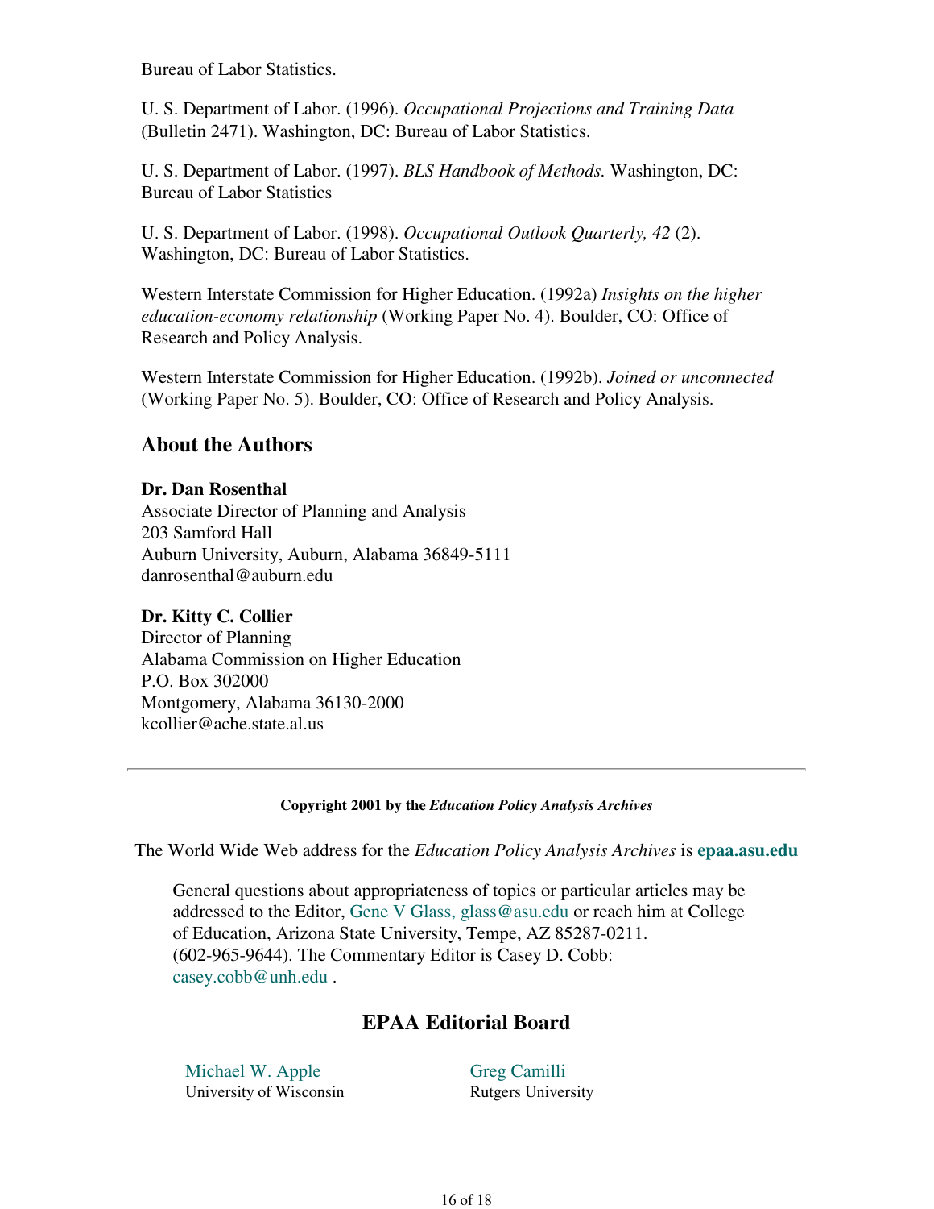Bureau of Labor Statistics.

U. S. Department of Labor. (1996). *Occupational Projections and Training Data* (Bulletin 2471). Washington, DC: Bureau of Labor Statistics.

U. S. Department of Labor. (1997). *BLS Handbook of Methods.* Washington, DC: Bureau of Labor Statistics

U. S. Department of Labor. (1998). *Occupational Outlook Quarterly, 42* (2). Washington, DC: Bureau of Labor Statistics.

Western Interstate Commission for Higher Education. (1992a) *Insights on the higher education-economy relationship* (Working Paper No. 4). Boulder, CO: Office of Research and Policy Analysis.

Western Interstate Commission for Higher Education. (1992b). *Joined or unconnected* (Working Paper No. 5). Boulder, CO: Office of Research and Policy Analysis.

## About the Authors

**Dr. Dan Rosenthal**
Associate Director of Planning and Analysis
203 Samford Hall
Auburn University, Auburn, Alabama 36849-5111
danrosenthal@auburn.edu

**Dr. Kitty C. Collier**
Director of Planning
Alabama Commission on Higher Education
P.O. Box 302000
Montgomery, Alabama 36130-2000
kcollier@ache.state.al.us

---

**Copyright 2001 by the *Education Policy Analysis Archives***

The World Wide Web address for the *Education Policy Analysis Archives* is **epaa.asu.edu**

General questions about appropriateness of topics or particular articles may be addressed to the Editor, Gene V Glass, glass@asu.edu or reach him at College of Education, Arizona State University, Tempe, AZ 85287-0211. (602-965-9644). The Commentary Editor is Casey D. Cobb: casey.cobb@unh.edu .

## EPAA Editorial Board

Michael W. Apple
University of Wisconsin

Greg Camilli
Rutgers University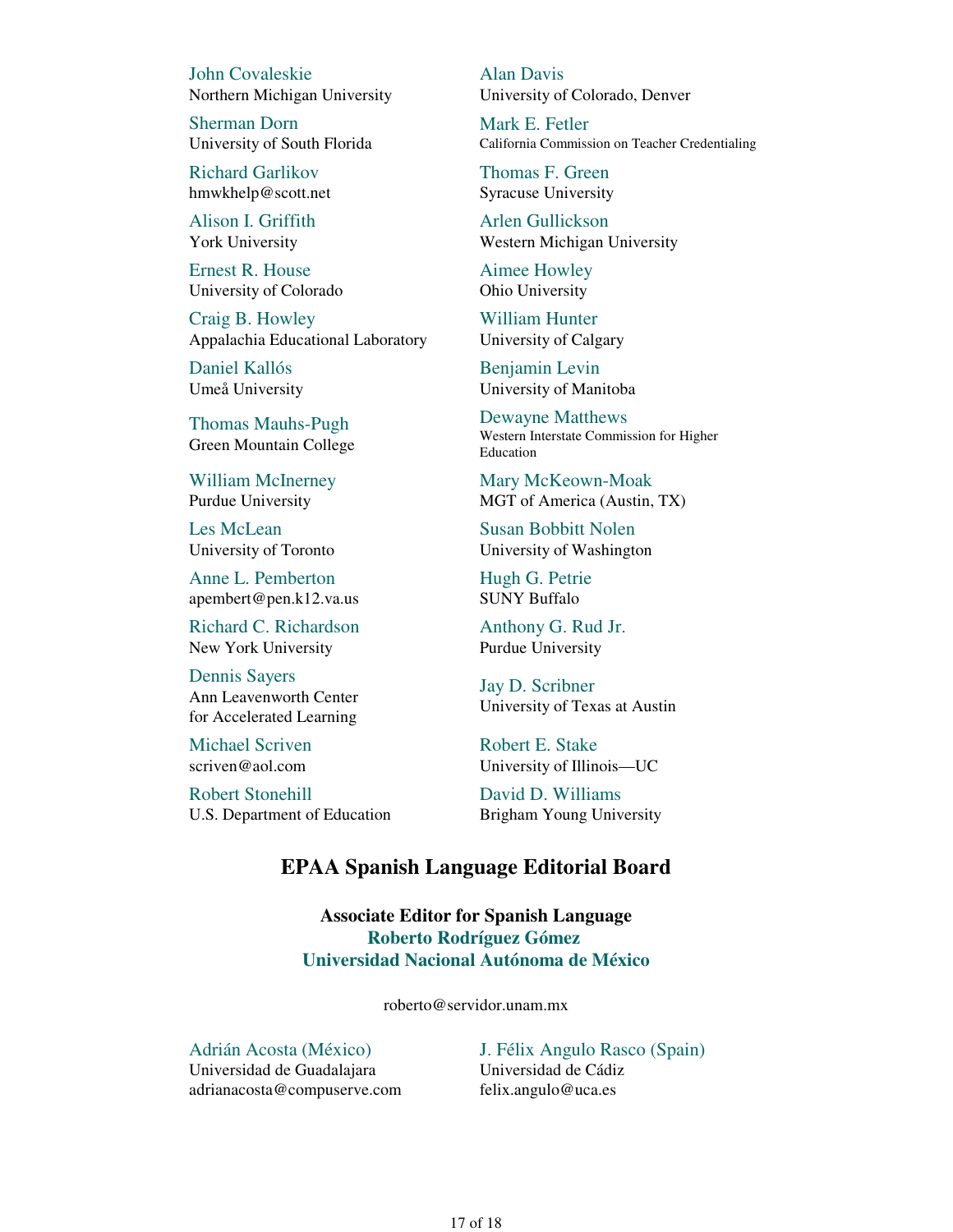John Covaleskie
Northern Michigan University

Alan Davis
University of Colorado, Denver

Sherman Dorn
University of South Florida

Mark E. Fetler
California Commission on Teacher Credentialing

Richard Garlikov
hmwkhelp@scott.net

Thomas F. Green
Syracuse University

Alison I. Griffith
York University

Arlen Gullickson
Western Michigan University

Ernest R. House
University of Colorado

Aimee Howley
Ohio University

Craig B. Howley
Appalachia Educational Laboratory

William Hunter
University of Calgary

Daniel Kallós
Umeå University

Benjamin Levin
University of Manitoba

Thomas Mauhs-Pugh
Green Mountain College

Dewayne Matthews
Western Interstate Commission for Higher Education

William McInerney
Purdue University

Mary McKeown-Moak
MGT of America (Austin, TX)

Les McLean
University of Toronto

Susan Bobbitt Nolen
University of Washington

Anne L. Pemberton
apembert@pen.k12.va.us

Hugh G. Petrie
SUNY Buffalo

Richard C. Richardson
New York University

Anthony G. Rud Jr.
Purdue University

Dennis Sayers
Ann Leavenworth Center for Accelerated Learning

Jay D. Scribner
University of Texas at Austin

Michael Scriven
scriven@aol.com

Robert E. Stake
University of Illinois—UC

Robert Stonehill
U.S. Department of Education

David D. Williams
Brigham Young University

## EPAA Spanish Language Editorial Board

**Associate Editor for Spanish Language**
**Roberto Rodríguez Gómez**
**Universidad Nacional Autónoma de México**

roberto@servidor.unam.mx

Adrián Acosta (México)
Universidad de Guadalajara
adrianacosta@compuserve.com

J. Félix Angulo Rasco (Spain)
Universidad de Cádiz
felix.angulo@uca.es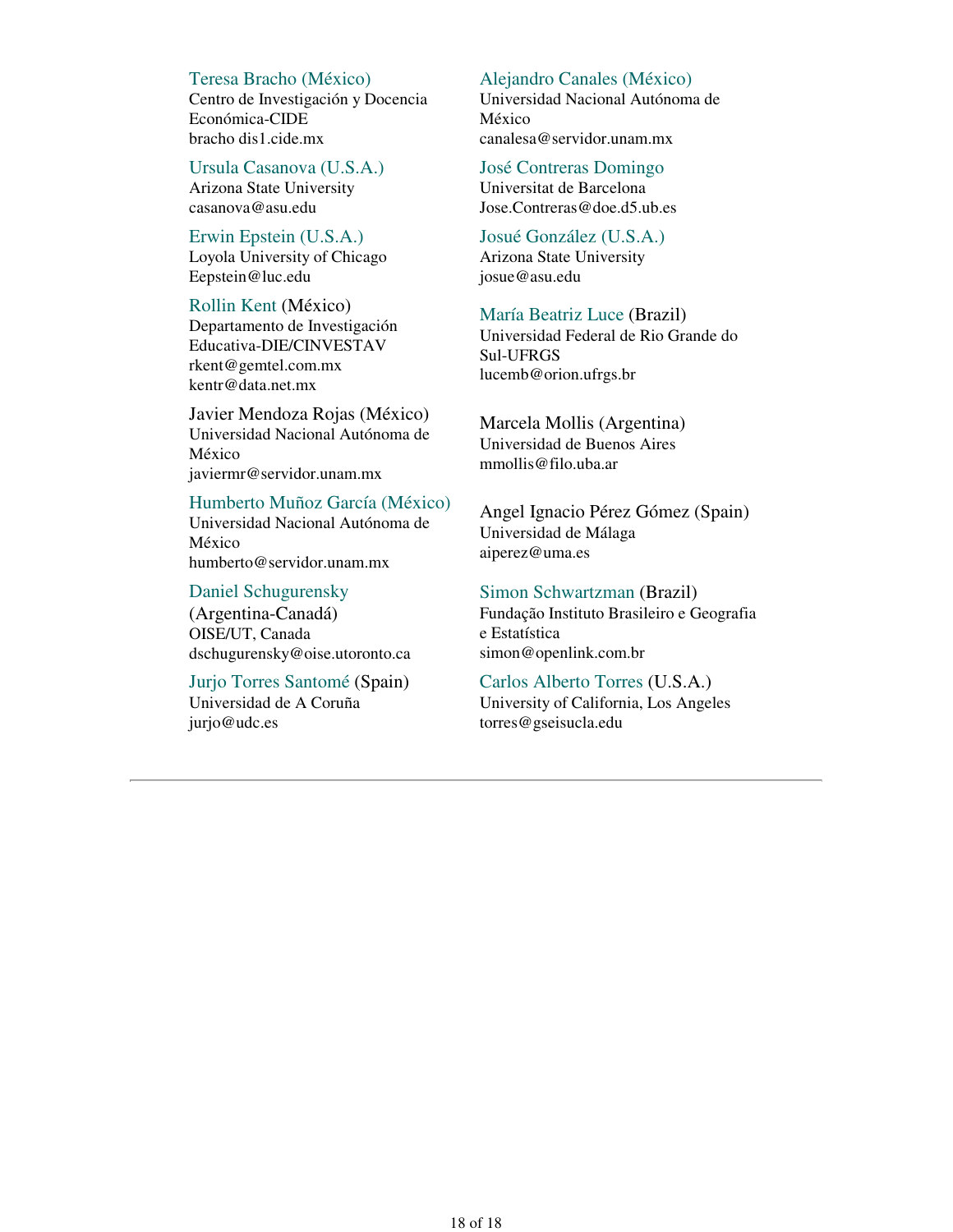Teresa Bracho (México)
Centro de Investigación y Docencia Económica-CIDE
bracho dis1.cide.mx

Alejandro Canales (México)
Universidad Nacional Autónoma de México
canalesa@servidor.unam.mx

Ursula Casanova (U.S.A.)
Arizona State University
casanova@asu.edu

José Contreras Domingo
Universitat de Barcelona
Jose.Contreras@doe.d5.ub.es

Erwin Epstein (U.S.A.)
Loyola University of Chicago
Eepstein@luc.edu

Josué González (U.S.A.)
Arizona State University
josue@asu.edu

Rollin Kent (México)
Departamento de Investigación Educativa-DIE/CINVESTAV
rkent@gemtel.com.mx
kentr@data.net.mx

María Beatriz Luce (Brazil)
Universidad Federal de Rio Grande do Sul-UFRGS
lucemb@orion.ufrgs.br

Javier Mendoza Rojas (México)
Universidad Nacional Autónoma de México
javiermr@servidor.unam.mx

Marcela Mollis (Argentina)
Universidad de Buenos Aires
mmollis@filo.uba.ar

Humberto Muñoz García (México)
Universidad Nacional Autónoma de México
humberto@servidor.unam.mx

Angel Ignacio Pérez Gómez (Spain)
Universidad de Málaga
aiperez@uma.es

Daniel Schugurensky (Argentina-Canadá)
OISE/UT, Canada
dschugurensky@oise.utoronto.ca

Simon Schwartzman (Brazil)
Fundação Instituto Brasileiro e Geografia e Estatística
simon@openlink.com.br

Jurjo Torres Santomé (Spain)
Universidad de A Coruña
jurjo@udc.es

Carlos Alberto Torres (U.S.A.)
University of California, Los Angeles
torres@gseisucla.edu